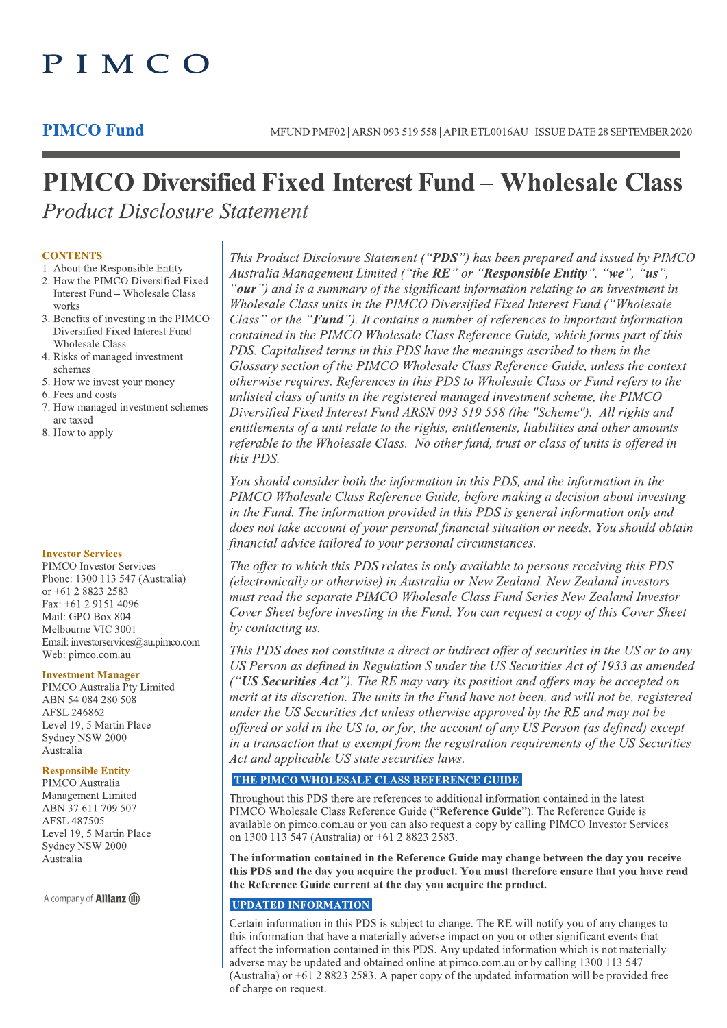PIMCO

**PIMCO Fund**

MFUND PMF02 | ARSN 093 519 558 | APIR ETL0016AU | ISSUE DATE 28 SEPTEMBER 2020

# PIMCO Diversified Fixed Interest Fund – Wholesale Class

*Product Disclosure Statement*

**CONTENTS**

1. About the Responsible Entity
2. How the PIMCO Diversified Fixed Interest Fund – Wholesale Class works
3. Benefits of investing in the PIMCO Diversified Fixed Interest Fund – Wholesale Class
4. Risks of managed investment schemes
5. How we invest your money
6. Fees and costs
7. How managed investment schemes are taxed
8. How to apply

**Investor Services**

PIMCO Investor Services
Phone: 1300 113 547 (Australia) or +61 2 8823 2583
Fax: +61 2 9151 4096
Mail: GPO Box 804
Melbourne VIC 3001
Email: investorservices@au.pimco.com
Web: pimco.com.au

**Investment Manager**

PIMCO Australia Pty Limited
ABN 54 084 280 508
AFSL 246862
Level 19, 5 Martin Place
Sydney NSW 2000
Australia

**Responsible Entity**

PIMCO Australia Management Limited
ABN 37 611 709 507
AFSL 487505
Level 19, 5 Martin Place
Sydney NSW 2000
Australia

A company of Allianz

*This Product Disclosure Statement (“**PDS**”) has been prepared and issued by PIMCO Australia Management Limited (“the **RE**” or “**Responsible Entity**”, “**we**”, “**us**”, “**our**”) and is a summary of the significant information relating to an investment in Wholesale Class units in the PIMCO Diversified Fixed Interest Fund (“Wholesale Class” or the “**Fund**”). It contains a number of references to important information contained in the PIMCO Wholesale Class Reference Guide, which forms part of this PDS. Capitalised terms in this PDS have the meanings ascribed to them in the Glossary section of the PIMCO Wholesale Class Reference Guide, unless the context otherwise requires. References in this PDS to Wholesale Class or Fund refers to the unlisted class of units in the registered managed investment scheme, the PIMCO Diversified Fixed Interest Fund ARSN 093 519 558 (the "Scheme"). All rights and entitlements of a unit relate to the rights, entitlements, liabilities and other amounts referable to the Wholesale Class. No other fund, trust or class of units is offered in this PDS.*

*You should consider both the information in this PDS, and the information in the PIMCO Wholesale Class Reference Guide, before making a decision about investing in the Fund. The information provided in this PDS is general information only and does not take account of your personal financial situation or needs. You should obtain financial advice tailored to your personal circumstances.*

*The offer to which this PDS relates is only available to persons receiving this PDS (electronically or otherwise) in Australia or New Zealand. New Zealand investors must read the separate PIMCO Wholesale Class Fund Series New Zealand Investor Cover Sheet before investing in the Fund. You can request a copy of this Cover Sheet by contacting us.*

*This PDS does not constitute a direct or indirect offer of securities in the US or to any US Person as defined in Regulation S under the US Securities Act of 1933 as amended (“**US Securities Act**”). The RE may vary its position and offers may be accepted on merit at its discretion. The units in the Fund have not been, and will not be, registered under the US Securities Act unless otherwise approved by the RE and may not be offered or sold in the US to, or for, the account of any US Person (as defined) except in a transaction that is exempt from the registration requirements of the US Securities Act and applicable US state securities laws.*

## THE PIMCO WHOLESALE CLASS REFERENCE GUIDE

Throughout this PDS there are references to additional information contained in the latest PIMCO Wholesale Class Reference Guide (“**Reference Guide**”). The Reference Guide is available on pimco.com.au or you can also request a copy by calling PIMCO Investor Services on 1300 113 547 (Australia) or +61 2 8823 2583.

**The information contained in the Reference Guide may change between the day you receive this PDS and the day you acquire the product. You must therefore ensure that you have read the Reference Guide current at the day you acquire the product.**

## UPDATED INFORMATION

Certain information in this PDS is subject to change. The RE will notify you of any changes to this information that have a materially adverse impact on you or other significant events that affect the information contained in this PDS. Any updated information which is not materially adverse may be updated and obtained online at pimco.com.au or by calling 1300 113 547 (Australia) or +61 2 8823 2583. A paper copy of the updated information will be provided free of charge on request.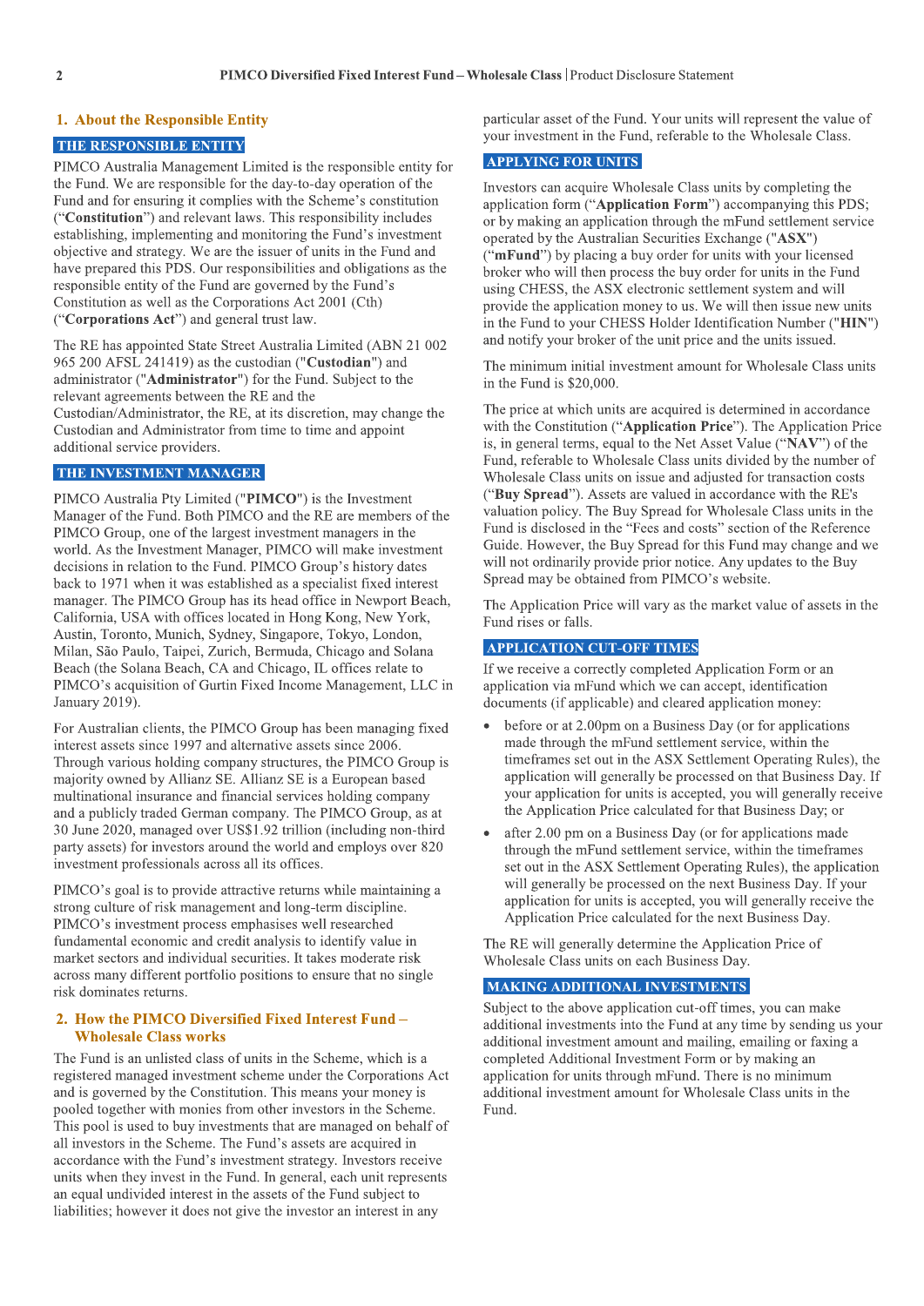## 1. About the Responsible Entity

### THE RESPONSIBLE ENTITY

PIMCO Australia Management Limited is the responsible entity for the Fund. We are responsible for the day-to-day operation of the Fund and for ensuring it complies with the Scheme's constitution ("**Constitution**") and relevant laws. This responsibility includes establishing, implementing and monitoring the Fund's investment objective and strategy. We are the issuer of units in the Fund and have prepared this PDS. Our responsibilities and obligations as the responsible entity of the Fund are governed by the Fund's Constitution as well as the Corporations Act 2001 (Cth) ("**Corporations Act**") and general trust law.

The RE has appointed State Street Australia Limited (ABN 21 002 965 200 AFSL 241419) as the custodian ("**Custodian**") and administrator ("**Administrator**") for the Fund. Subject to the relevant agreements between the RE and the Custodian/Administrator, the RE, at its discretion, may change the Custodian and Administrator from time to time and appoint additional service providers.

### THE INVESTMENT MANAGER

PIMCO Australia Pty Limited ("**PIMCO**") is the Investment Manager of the Fund. Both PIMCO and the RE are members of the PIMCO Group, one of the largest investment managers in the world. As the Investment Manager, PIMCO will make investment decisions in relation to the Fund. PIMCO Group's history dates back to 1971 when it was established as a specialist fixed interest manager. The PIMCO Group has its head office in Newport Beach, California, USA with offices located in Hong Kong, New York, Austin, Toronto, Munich, Sydney, Singapore, Tokyo, London, Milan, São Paulo, Taipei, Zurich, Bermuda, Chicago and Solana Beach (the Solana Beach, CA and Chicago, IL offices relate to PIMCO's acquisition of Gurtin Fixed Income Management, LLC in January 2019).

For Australian clients, the PIMCO Group has been managing fixed interest assets since 1997 and alternative assets since 2006. Through various holding company structures, the PIMCO Group is majority owned by Allianz SE. Allianz SE is a European based multinational insurance and financial services holding company and a publicly traded German company. The PIMCO Group, as at 30 June 2020, managed over US$1.92 trillion (including non-third party assets) for investors around the world and employs over 820 investment professionals across all its offices.

PIMCO's goal is to provide attractive returns while maintaining a strong culture of risk management and long-term discipline. PIMCO's investment process emphasises well researched fundamental economic and credit analysis to identify value in market sectors and individual securities. It takes moderate risk across many different portfolio positions to ensure that no single risk dominates returns.

## 2. How the PIMCO Diversified Fixed Interest Fund – Wholesale Class works

The Fund is an unlisted class of units in the Scheme, which is a registered managed investment scheme under the Corporations Act and is governed by the Constitution. This means your money is pooled together with monies from other investors in the Scheme. This pool is used to buy investments that are managed on behalf of all investors in the Scheme. The Fund's assets are acquired in accordance with the Fund's investment strategy. Investors receive units when they invest in the Fund. In general, each unit represents an equal undivided interest in the assets of the Fund subject to liabilities; however it does not give the investor an interest in any particular asset of the Fund. Your units will represent the value of your investment in the Fund, referable to the Wholesale Class.

### APPLYING FOR UNITS

Investors can acquire Wholesale Class units by completing the application form ("**Application Form**") accompanying this PDS; or by making an application through the mFund settlement service operated by the Australian Securities Exchange ("**ASX**") ("**mFund**") by placing a buy order for units with your licensed broker who will then process the buy order for units in the Fund using CHESS, the ASX electronic settlement system and will provide the application money to us. We will then issue new units in the Fund to your CHESS Holder Identification Number ("**HIN**") and notify your broker of the unit price and the units issued.

The minimum initial investment amount for Wholesale Class units in the Fund is $20,000.

The price at which units are acquired is determined in accordance with the Constitution ("**Application Price**"). The Application Price is, in general terms, equal to the Net Asset Value ("**NAV**") of the Fund, referable to Wholesale Class units divided by the number of Wholesale Class units on issue and adjusted for transaction costs ("**Buy Spread**"). Assets are valued in accordance with the RE's valuation policy. The Buy Spread for Wholesale Class units in the Fund is disclosed in the "Fees and costs" section of the Reference Guide. However, the Buy Spread for this Fund may change and we will not ordinarily provide prior notice. Any updates to the Buy Spread may be obtained from PIMCO's website.

The Application Price will vary as the market value of assets in the Fund rises or falls.

### APPLICATION CUT-OFF TIMES

If we receive a correctly completed Application Form or an application via mFund which we can accept, identification documents (if applicable) and cleared application money:

- before or at 2.00pm on a Business Day (or for applications made through the mFund settlement service, within the timeframes set out in the ASX Settlement Operating Rules), the application will generally be processed on that Business Day. If your application for units is accepted, you will generally receive the Application Price calculated for that Business Day; or
- after 2.00 pm on a Business Day (or for applications made through the mFund settlement service, within the timeframes set out in the ASX Settlement Operating Rules), the application will generally be processed on the next Business Day. If your application for units is accepted, you will generally receive the Application Price calculated for the next Business Day.

The RE will generally determine the Application Price of Wholesale Class units on each Business Day.

### MAKING ADDITIONAL INVESTMENTS

Subject to the above application cut-off times, you can make additional investments into the Fund at any time by sending us your additional investment amount and mailing, emailing or faxing a completed Additional Investment Form or by making an application for units through mFund. There is no minimum additional investment amount for Wholesale Class units in the Fund.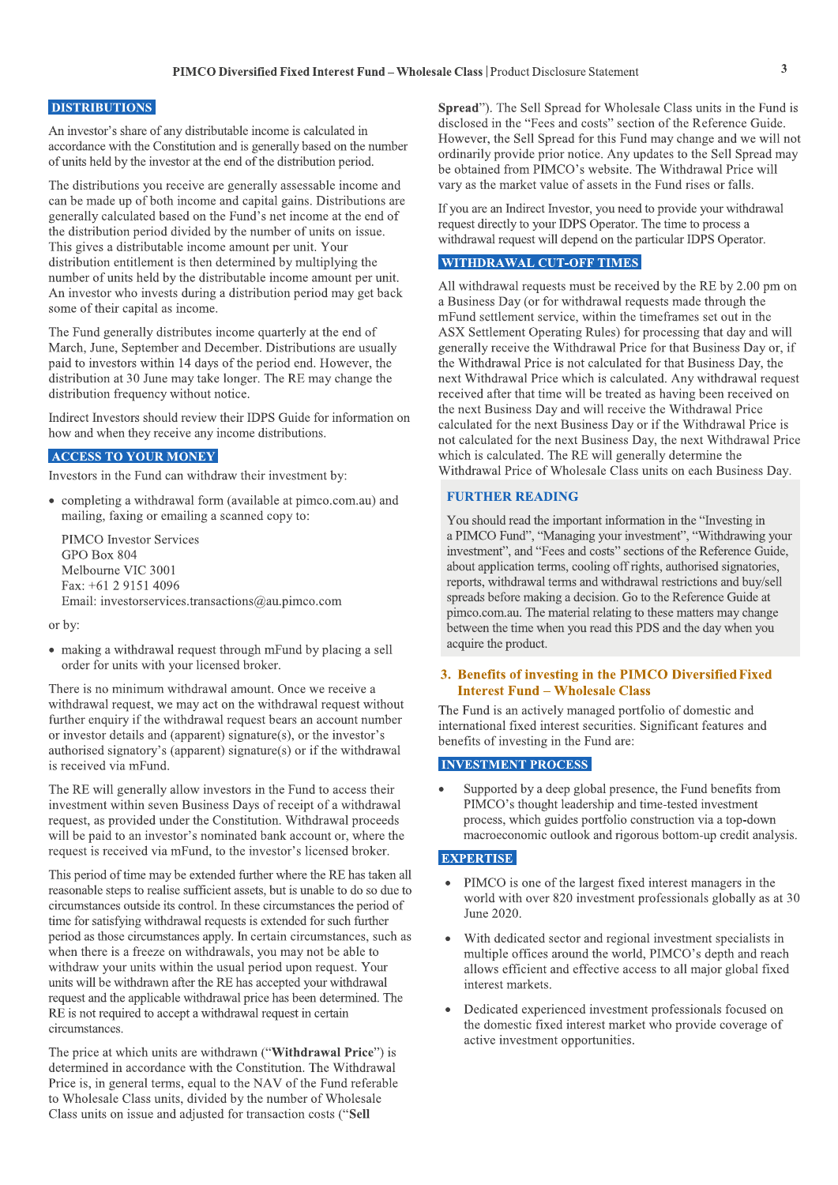## DISTRIBUTIONS

An investor's share of any distributable income is calculated in accordance with the Constitution and is generally based on the number of units held by the investor at the end of the distribution period.

The distributions you receive are generally assessable income and can be made up of both income and capital gains. Distributions are generally calculated based on the Fund's net income at the end of the distribution period divided by the number of units on issue. This gives a distributable income amount per unit. Your distribution entitlement is then determined by multiplying the number of units held by the distributable income amount per unit. An investor who invests during a distribution period may get back some of their capital as income.

The Fund generally distributes income quarterly at the end of March, June, September and December. Distributions are usually paid to investors within 14 days of the period end. However, the distribution at 30 June may take longer. The RE may change the distribution frequency without notice.

Indirect Investors should review their IDPS Guide for information on how and when they receive any income distributions.

## ACCESS TO YOUR MONEY

Investors in the Fund can withdraw their investment by:

- completing a withdrawal form (available at pimco.com.au) and mailing, faxing or emailing a scanned copy to:

  PIMCO Investor Services
  GPO Box 804
  Melbourne VIC 3001
  Fax: +61 2 9151 4096
  Email: investorservices.transactions@au.pimco.com

or by:

- making a withdrawal request through mFund by placing a sell order for units with your licensed broker.

There is no minimum withdrawal amount. Once we receive a withdrawal request, we may act on the withdrawal request without further enquiry if the withdrawal request bears an account number or investor details and (apparent) signature(s), or the investor's authorised signatory's (apparent) signature(s) or if the withdrawal is received via mFund.

The RE will generally allow investors in the Fund to access their investment within seven Business Days of receipt of a withdrawal request, as provided under the Constitution. Withdrawal proceeds will be paid to an investor's nominated bank account or, where the request is received via mFund, to the investor's licensed broker.

This period of time may be extended further where the RE has taken all reasonable steps to realise sufficient assets, but is unable to do so due to circumstances outside its control. In these circumstances the period of time for satisfying withdrawal requests is extended for such further period as those circumstances apply. In certain circumstances, such as when there is a freeze on withdrawals, you may not be able to withdraw your units within the usual period upon request. Your units will be withdrawn after the RE has accepted your withdrawal request and the applicable withdrawal price has been determined. The RE is not required to accept a withdrawal request in certain circumstances.

The price at which units are withdrawn ("**Withdrawal Price**") is determined in accordance with the Constitution. The Withdrawal Price is, in general terms, equal to the NAV of the Fund referable to Wholesale Class units, divided by the number of Wholesale Class units on issue and adjusted for transaction costs ("**Sell Spread**"). The Sell Spread for Wholesale Class units in the Fund is disclosed in the "Fees and costs" section of the Reference Guide. However, the Sell Spread for this Fund may change and we will not ordinarily provide prior notice. Any updates to the Sell Spread may be obtained from PIMCO's website. The Withdrawal Price will vary as the market value of assets in the Fund rises or falls.

If you are an Indirect Investor, you need to provide your withdrawal request directly to your IDPS Operator. The time to process a withdrawal request will depend on the particular IDPS Operator.

## WITHDRAWAL CUT-OFF TIMES

All withdrawal requests must be received by the RE by 2.00 pm on a Business Day (or for withdrawal requests made through the mFund settlement service, within the timeframes set out in the ASX Settlement Operating Rules) for processing that day and will generally receive the Withdrawal Price for that Business Day or, if the Withdrawal Price is not calculated for that Business Day, the next Withdrawal Price which is calculated. Any withdrawal request received after that time will be treated as having been received on the next Business Day and will receive the Withdrawal Price calculated for the next Business Day or if the Withdrawal Price is not calculated for the next Business Day, the next Withdrawal Price which is calculated. The RE will generally determine the Withdrawal Price of Wholesale Class units on each Business Day.

### FURTHER READING

You should read the important information in the "Investing in a PIMCO Fund", "Managing your investment", "Withdrawing your investment", and "Fees and costs" sections of the Reference Guide, about application terms, cooling off rights, authorised signatories, reports, withdrawal terms and withdrawal restrictions and buy/sell spreads before making a decision. Go to the Reference Guide at pimco.com.au. The material relating to these matters may change between the time when you read this PDS and the day when you acquire the product.

# 3. Benefits of investing in the PIMCO Diversified Fixed Interest Fund – Wholesale Class

The Fund is an actively managed portfolio of domestic and international fixed interest securities. Significant features and benefits of investing in the Fund are:

## INVESTMENT PROCESS

- Supported by a deep global presence, the Fund benefits from PIMCO's thought leadership and time-tested investment process, which guides portfolio construction via a top-down macroeconomic outlook and rigorous bottom-up credit analysis.

## EXPERTISE

- PIMCO is one of the largest fixed interest managers in the world with over 820 investment professionals globally as at 30 June 2020.
- With dedicated sector and regional investment specialists in multiple offices around the world, PIMCO's depth and reach allows efficient and effective access to all major global fixed interest markets.
- Dedicated experienced investment professionals focused on the domestic fixed interest market who provide coverage of active investment opportunities.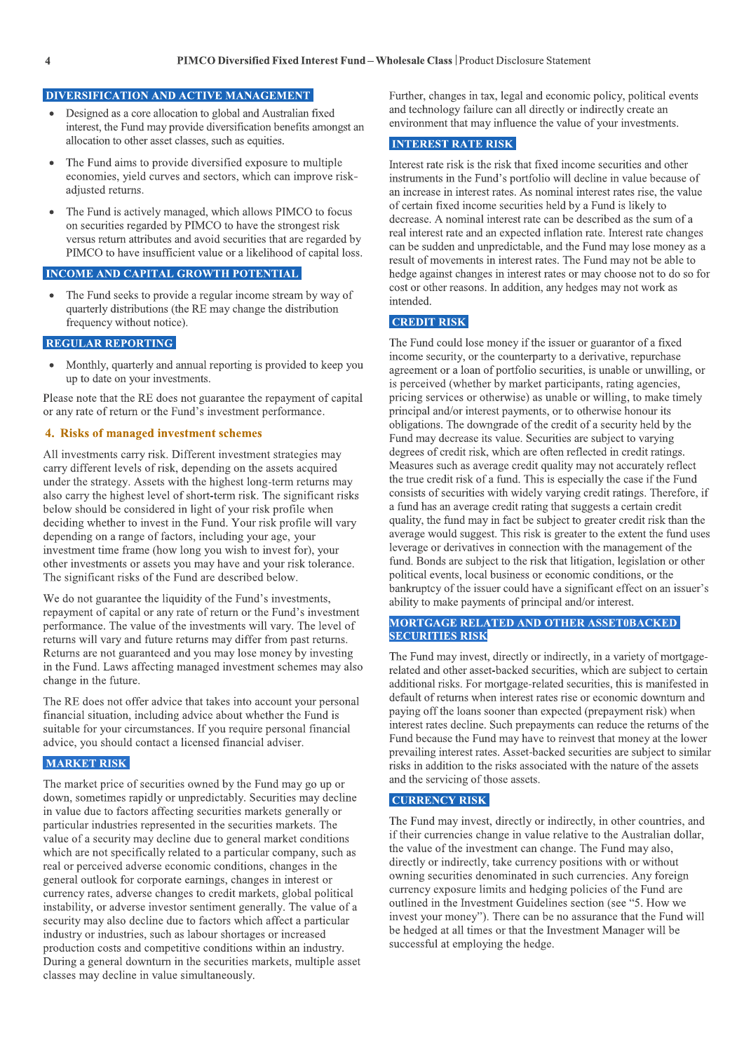### DIVERSIFICATION AND ACTIVE MANAGEMENT

- Designed as a core allocation to global and Australian fixed interest, the Fund may provide diversification benefits amongst an allocation to other asset classes, such as equities.
- The Fund aims to provide diversified exposure to multiple economies, yield curves and sectors, which can improve risk-adjusted returns.
- The Fund is actively managed, which allows PIMCO to focus on securities regarded by PIMCO to have the strongest risk versus return attributes and avoid securities that are regarded by PIMCO to have insufficient value or a likelihood of capital loss.

### INCOME AND CAPITAL GROWTH POTENTIAL

- The Fund seeks to provide a regular income stream by way of quarterly distributions (the RE may change the distribution frequency without notice).

### REGULAR REPORTING

- Monthly, quarterly and annual reporting is provided to keep you up to date on your investments.

Please note that the RE does not guarantee the repayment of capital or any rate of return or the Fund's investment performance.

## 4. Risks of managed investment schemes

All investments carry risk. Different investment strategies may carry different levels of risk, depending on the assets acquired under the strategy. Assets with the highest long-term returns may also carry the highest level of short-term risk. The significant risks below should be considered in light of your risk profile when deciding whether to invest in the Fund. Your risk profile will vary depending on a range of factors, including your age, your investment time frame (how long you wish to invest for), your other investments or assets you may have and your risk tolerance. The significant risks of the Fund are described below.

We do not guarantee the liquidity of the Fund's investments, repayment of capital or any rate of return or the Fund's investment performance. The value of the investments will vary. The level of returns will vary and future returns may differ from past returns. Returns are not guaranteed and you may lose money by investing in the Fund. Laws affecting managed investment schemes may also change in the future.

The RE does not offer advice that takes into account your personal financial situation, including advice about whether the Fund is suitable for your circumstances. If you require personal financial advice, you should contact a licensed financial adviser.

### MARKET RISK

The market price of securities owned by the Fund may go up or down, sometimes rapidly or unpredictably. Securities may decline in value due to factors affecting securities markets generally or particular industries represented in the securities markets. The value of a security may decline due to general market conditions which are not specifically related to a particular company, such as real or perceived adverse economic conditions, changes in the general outlook for corporate earnings, changes in interest or currency rates, adverse changes to credit markets, global political instability, or adverse investor sentiment generally. The value of a security may also decline due to factors which affect a particular industry or industries, such as labour shortages or increased production costs and competitive conditions within an industry. During a general downturn in the securities markets, multiple asset classes may decline in value simultaneously.

Further, changes in tax, legal and economic policy, political events and technology failure can all directly or indirectly create an environment that may influence the value of your investments.

### INTEREST RATE RISK

Interest rate risk is the risk that fixed income securities and other instruments in the Fund's portfolio will decline in value because of an increase in interest rates. As nominal interest rates rise, the value of certain fixed income securities held by a Fund is likely to decrease. A nominal interest rate can be described as the sum of a real interest rate and an expected inflation rate. Interest rate changes can be sudden and unpredictable, and the Fund may lose money as a result of movements in interest rates. The Fund may not be able to hedge against changes in interest rates or may choose not to do so for cost or other reasons. In addition, any hedges may not work as intended.

### CREDIT RISK

The Fund could lose money if the issuer or guarantor of a fixed income security, or the counterparty to a derivative, repurchase agreement or a loan of portfolio securities, is unable or unwilling, or is perceived (whether by market participants, rating agencies, pricing services or otherwise) as unable or willing, to make timely principal and/or interest payments, or to otherwise honour its obligations. The downgrade of the credit of a security held by the Fund may decrease its value. Securities are subject to varying degrees of credit risk, which are often reflected in credit ratings. Measures such as average credit quality may not accurately reflect the true credit risk of a fund. This is especially the case if the Fund consists of securities with widely varying credit ratings. Therefore, if a fund has an average credit rating that suggests a certain credit quality, the fund may in fact be subject to greater credit risk than the average would suggest. This risk is greater to the extent the fund uses leverage or derivatives in connection with the management of the fund. Bonds are subject to the risk that litigation, legislation or other political events, local business or economic conditions, or the bankruptcy of the issuer could have a significant effect on an issuer's ability to make payments of principal and/or interest.

### MORTGAGE RELATED AND OTHER ASSET0BACKED SECURITIES RISK

The Fund may invest, directly or indirectly, in a variety of mortgage-related and other asset-backed securities, which are subject to certain additional risks. For mortgage-related securities, this is manifested in default of returns when interest rates rise or economic downturn and paying off the loans sooner than expected (prepayment risk) when interest rates decline. Such prepayments can reduce the returns of the Fund because the Fund may have to reinvest that money at the lower prevailing interest rates. Asset-backed securities are subject to similar risks in addition to the risks associated with the nature of the assets and the servicing of those assets.

### CURRENCY RISK

The Fund may invest, directly or indirectly, in other countries, and if their currencies change in value relative to the Australian dollar, the value of the investment can change. The Fund may also, directly or indirectly, take currency positions with or without owning securities denominated in such currencies. Any foreign currency exposure limits and hedging policies of the Fund are outlined in the Investment Guidelines section (see "5. How we invest your money"). There can be no assurance that the Fund will be hedged at all times or that the Investment Manager will be successful at employing the hedge.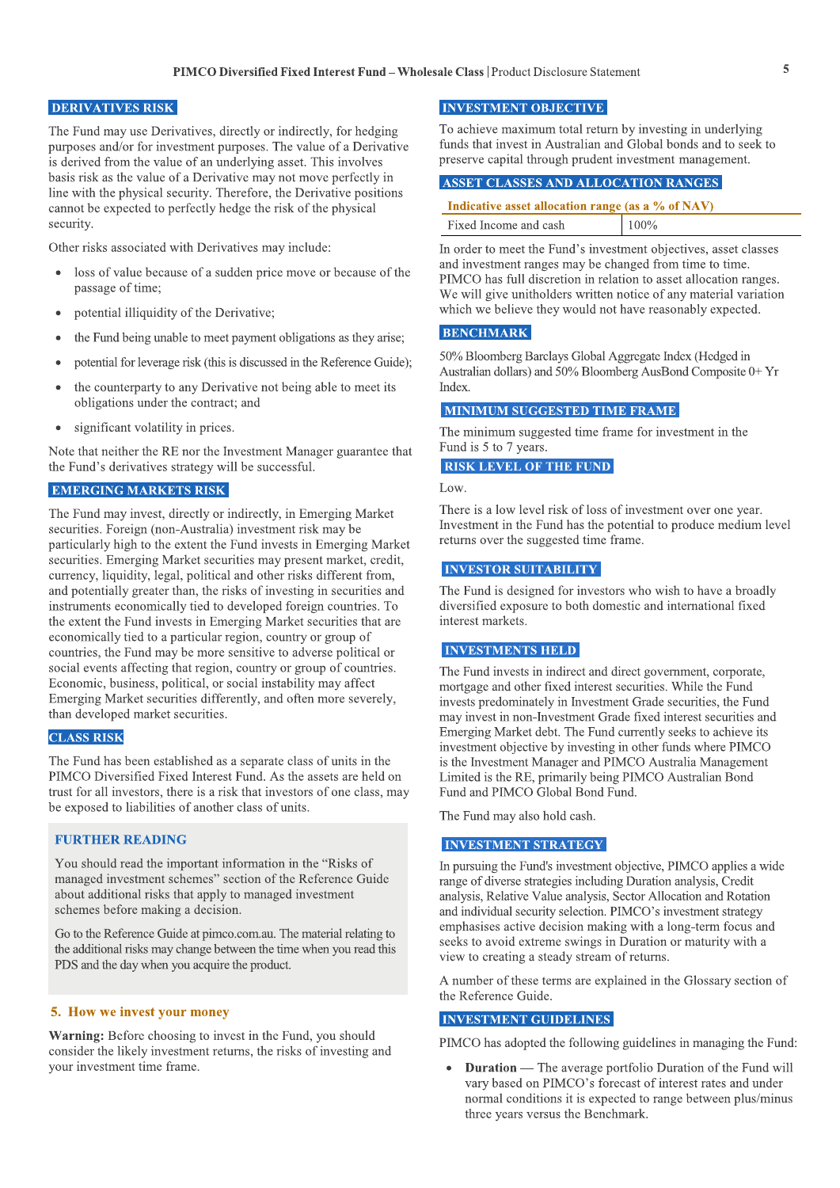## DERIVATIVES RISK

The Fund may use Derivatives, directly or indirectly, for hedging purposes and/or for investment purposes. The value of a Derivative is derived from the value of an underlying asset. This involves basis risk as the value of a Derivative may not move perfectly in line with the physical security. Therefore, the Derivative positions cannot be expected to perfectly hedge the risk of the physical security.

Other risks associated with Derivatives may include:

- loss of value because of a sudden price move or because of the passage of time;
- potential illiquidity of the Derivative;
- the Fund being unable to meet payment obligations as they arise;
- potential for leverage risk (this is discussed in the Reference Guide);
- the counterparty to any Derivative not being able to meet its obligations under the contract; and
- significant volatility in prices.

Note that neither the RE nor the Investment Manager guarantee that the Fund's derivatives strategy will be successful.

## EMERGING MARKETS RISK

The Fund may invest, directly or indirectly, in Emerging Market securities. Foreign (non-Australia) investment risk may be particularly high to the extent the Fund invests in Emerging Market securities. Emerging Market securities may present market, credit, currency, liquidity, legal, political and other risks different from, and potentially greater than, the risks of investing in securities and instruments economically tied to developed foreign countries. To the extent the Fund invests in Emerging Market securities that are economically tied to a particular region, country or group of countries, the Fund may be more sensitive to adverse political or social events affecting that region, country or group of countries. Economic, business, political, or social instability may affect Emerging Market securities differently, and often more severely, than developed market securities.

## CLASS RISK

The Fund has been established as a separate class of units in the PIMCO Diversified Fixed Interest Fund. As the assets are held on trust for all investors, there is a risk that investors of one class, may be exposed to liabilities of another class of units.

### FURTHER READING

You should read the important information in the "Risks of managed investment schemes" section of the Reference Guide about additional risks that apply to managed investment schemes before making a decision.

Go to the Reference Guide at pimco.com.au. The material relating to the additional risks may change between the time when you read this PDS and the day when you acquire the product.

# 5. How we invest your money

**Warning:** Before choosing to invest in the Fund, you should consider the likely investment returns, the risks of investing and your investment time frame.

## INVESTMENT OBJECTIVE

To achieve maximum total return by investing in underlying funds that invest in Australian and Global bonds and to seek to preserve capital through prudent investment management.

## ASSET CLASSES AND ALLOCATION RANGES

| Indicative asset allocation range (as a % of NAV) | |
|---|---|
| Fixed Income and cash | 100% |

In order to meet the Fund's investment objectives, asset classes and investment ranges may be changed from time to time. PIMCO has full discretion in relation to asset allocation ranges. We will give unitholders written notice of any material variation which we believe they would not have reasonably expected.

## BENCHMARK

50% Bloomberg Barclays Global Aggregate Index (Hedged in Australian dollars) and 50% Bloomberg AusBond Composite 0+ Yr Index.

## MINIMUM SUGGESTED TIME FRAME

The minimum suggested time frame for investment in the Fund is 5 to 7 years.

## RISK LEVEL OF THE FUND

Low.

There is a low level risk of loss of investment over one year. Investment in the Fund has the potential to produce medium level returns over the suggested time frame.

## INVESTOR SUITABILITY

The Fund is designed for investors who wish to have a broadly diversified exposure to both domestic and international fixed interest markets.

## INVESTMENTS HELD

The Fund invests in indirect and direct government, corporate, mortgage and other fixed interest securities. While the Fund invests predominately in Investment Grade securities, the Fund may invest in non-Investment Grade fixed interest securities and Emerging Market debt. The Fund currently seeks to achieve its investment objective by investing in other funds where PIMCO is the Investment Manager and PIMCO Australia Management Limited is the RE, primarily being PIMCO Australian Bond Fund and PIMCO Global Bond Fund.

The Fund may also hold cash.

## INVESTMENT STRATEGY

In pursuing the Fund's investment objective, PIMCO applies a wide range of diverse strategies including Duration analysis, Credit analysis, Relative Value analysis, Sector Allocation and Rotation and individual security selection. PIMCO's investment strategy emphasises active decision making with a long-term focus and seeks to avoid extreme swings in Duration or maturity with a view to creating a steady stream of returns.

A number of these terms are explained in the Glossary section of the Reference Guide.

## INVESTMENT GUIDELINES

PIMCO has adopted the following guidelines in managing the Fund:

- **Duration** — The average portfolio Duration of the Fund will vary based on PIMCO's forecast of interest rates and under normal conditions it is expected to range between plus/minus three years versus the Benchmark.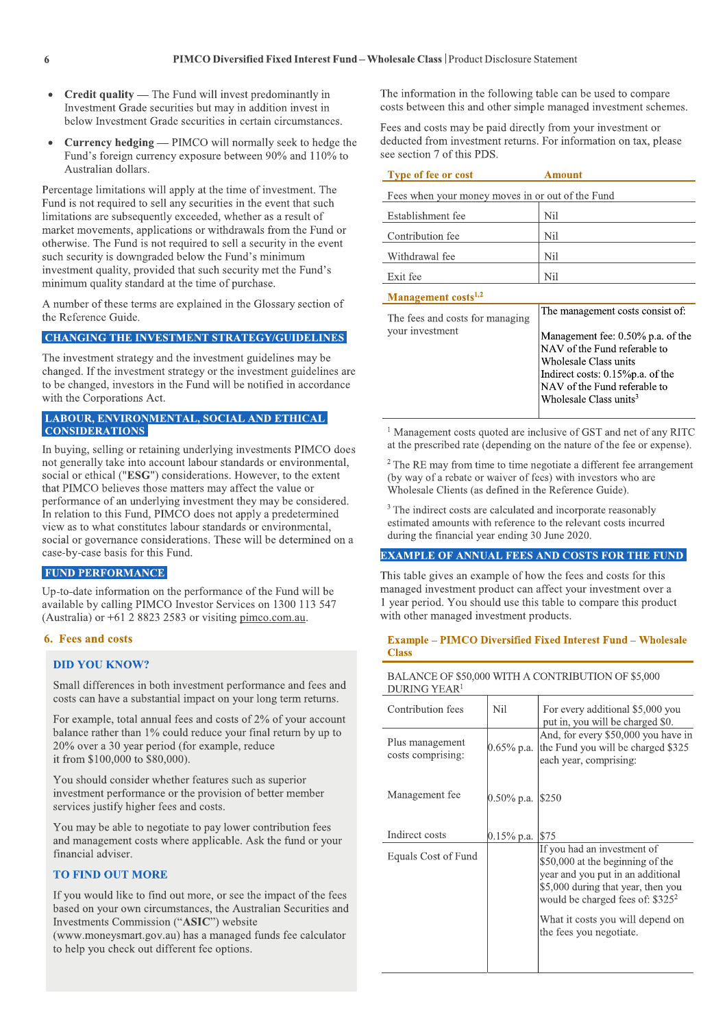- **Credit quality** — The Fund will invest predominantly in Investment Grade securities but may in addition invest in below Investment Grade securities in certain circumstances.
- **Currency hedging** — PIMCO will normally seek to hedge the Fund's foreign currency exposure between 90% and 110% to Australian dollars.

Percentage limitations will apply at the time of investment. The Fund is not required to sell any securities in the event that such limitations are subsequently exceeded, whether as a result of market movements, applications or withdrawals from the Fund or otherwise. The Fund is not required to sell a security in the event such security is downgraded below the Fund's minimum investment quality, provided that such security met the Fund's minimum quality standard at the time of purchase.

A number of these terms are explained in the Glossary section of the Reference Guide.

## CHANGING THE INVESTMENT STRATEGY/GUIDELINES

The investment strategy and the investment guidelines may be changed. If the investment strategy or the investment guidelines are to be changed, investors in the Fund will be notified in accordance with the Corporations Act.

## LABOUR, ENVIRONMENTAL, SOCIAL AND ETHICAL CONSIDERATIONS

In buying, selling or retaining underlying investments PIMCO does not generally take into account labour standards or environmental, social or ethical ("**ESG**") considerations. However, to the extent that PIMCO believes those matters may affect the value or performance of an underlying investment they may be considered. In relation to this Fund, PIMCO does not apply a predetermined view as to what constitutes labour standards or environmental, social or governance considerations. These will be determined on a case-by-case basis for this Fund.

## FUND PERFORMANCE

Up-to-date information on the performance of the Fund will be available by calling PIMCO Investor Services on 1300 113 547 (Australia) or +61 2 8823 2583 or visiting pimco.com.au.

# 6. Fees and costs

### DID YOU KNOW?

Small differences in both investment performance and fees and costs can have a substantial impact on your long term returns.

For example, total annual fees and costs of 2% of your account balance rather than 1% could reduce your final return by up to 20% over a 30 year period (for example, reduce it from $100,000 to $80,000).

You should consider whether features such as superior investment performance or the provision of better member services justify higher fees and costs.

You may be able to negotiate to pay lower contribution fees and management costs where applicable. Ask the fund or your financial adviser.

### TO FIND OUT MORE

If you would like to find out more, or see the impact of the fees based on your own circumstances, the Australian Securities and Investments Commission ("**ASIC**") website (www.moneysmart.gov.au) has a managed funds fee calculator to help you check out different fee options.

The information in the following table can be used to compare costs between this and other simple managed investment schemes.

Fees and costs may be paid directly from your investment or deducted from investment returns. For information on tax, please see section 7 of this PDS.

| Type of fee or cost | Amount |
|---|---|
| Fees when your money moves in or out of the Fund | |
| Establishment fee | Nil |
| Contribution fee | Nil |
| Withdrawal fee | Nil |
| Exit fee | Nil |
| **Management costs[1,2]** | |
| The fees and costs for managing your investment | The management costs consist of: Management fee: 0.50% p.a. of the NAV of the Fund referable to Wholesale Class units Indirect costs: 0.15%p.a. of the NAV of the Fund referable to Wholesale Class units[3] |

[1] Management costs quoted are inclusive of GST and net of any RITC at the prescribed rate (depending on the nature of the fee or expense).

[2] The RE may from time to time negotiate a different fee arrangement (by way of a rebate or waiver of fees) with investors who are Wholesale Clients (as defined in the Reference Guide).

[3] The indirect costs are calculated and incorporate reasonably estimated amounts with reference to the relevant costs incurred during the financial year ending 30 June 2020.

## EXAMPLE OF ANNUAL FEES AND COSTS FOR THE FUND

This table gives an example of how the fees and costs for this managed investment product can affect your investment over a 1 year period. You should use this table to compare this product with other managed investment products.

| Example – PIMCO Diversified Fixed Interest Fund – Wholesale Class | | |
|---|---|---|
| BALANCE OF $50,000 WITH A CONTRIBUTION OF $5,000 DURING YEAR[1] | | |
| Contribution fees | Nil | For every additional $5,000 you put in, you will be charged $0. |
| Plus management costs comprising: | 0.65% p.a. | And, for every $50,000 you have in the Fund you will be charged $325 each year, comprising: |
| Management fee | 0.50% p.a. | $250 |
| Indirect costs | 0.15% p.a. | $75 |
| Equals Cost of Fund | | If you had an investment of $50,000 at the beginning of the year and you put in an additional $5,000 during that year, then you would be charged fees of: $325[2] What it costs you will depend on the fees you negotiate. |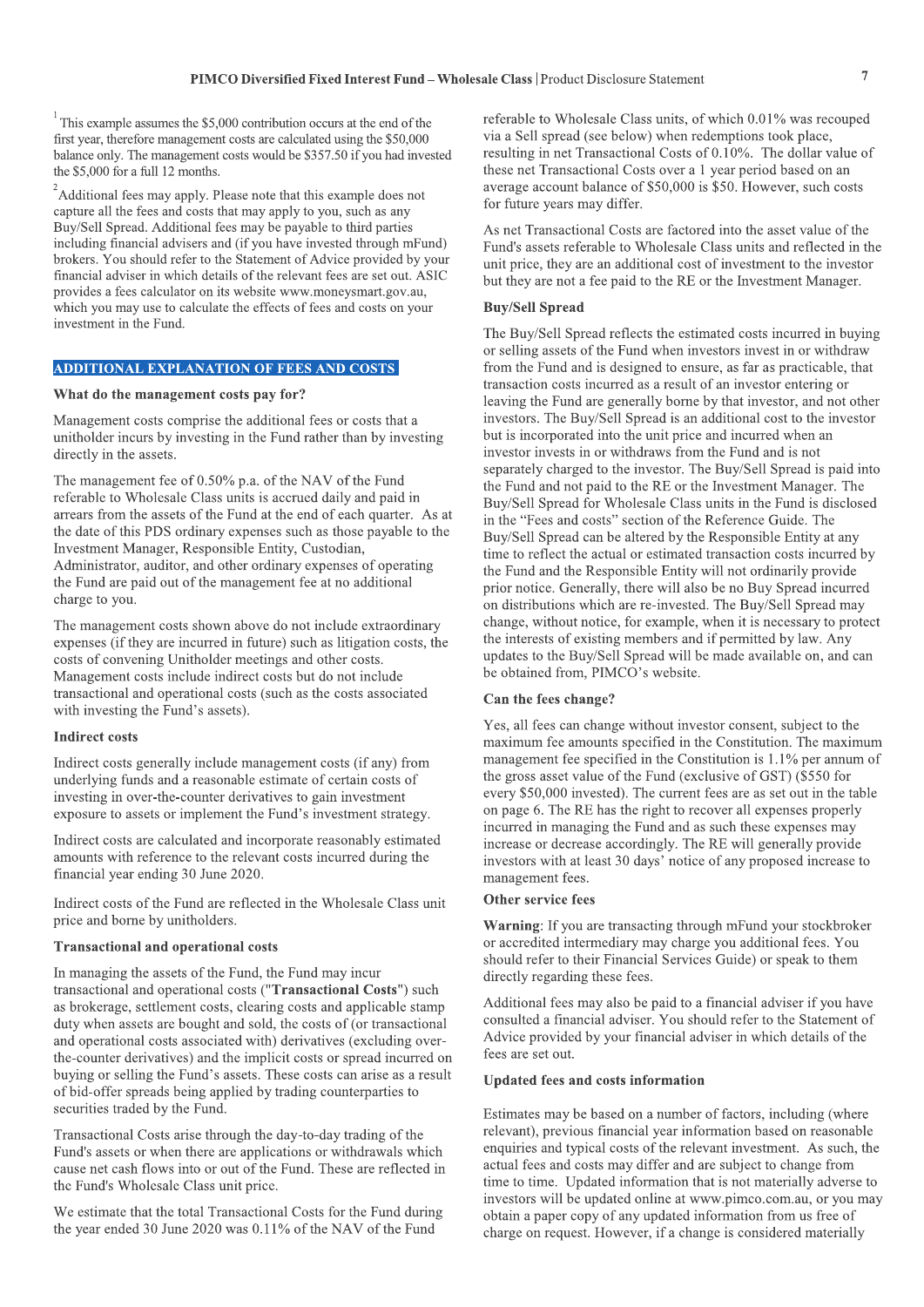[1] This example assumes the $5,000 contribution occurs at the end of the first year, therefore management costs are calculated using the $50,000 balance only. The management costs would be $357.50 if you had invested the $5,000 for a full 12 months.

[2] Additional fees may apply. Please note that this example does not capture all the fees and costs that may apply to you, such as any Buy/Sell Spread. Additional fees may be payable to third parties including financial advisers and (if you have invested through mFund) brokers. You should refer to the Statement of Advice provided by your financial adviser in which details of the relevant fees are set out. ASIC provides a fees calculator on its website www.moneysmart.gov.au, which you may use to calculate the effects of fees and costs on your investment in the Fund.

## ADDITIONAL EXPLANATION OF FEES AND COSTS

### What do the management costs pay for?

Management costs comprise the additional fees or costs that a unitholder incurs by investing in the Fund rather than by investing directly in the assets.

The management fee of 0.50% p.a. of the NAV of the Fund referable to Wholesale Class units is accrued daily and paid in arrears from the assets of the Fund at the end of each quarter. As at the date of this PDS ordinary expenses such as those payable to the Investment Manager, Responsible Entity, Custodian, Administrator, auditor, and other ordinary expenses of operating the Fund are paid out of the management fee at no additional charge to you.

The management costs shown above do not include extraordinary expenses (if they are incurred in future) such as litigation costs, the costs of convening Unitholder meetings and other costs. Management costs include indirect costs but do not include transactional and operational costs (such as the costs associated with investing the Fund's assets).

### Indirect costs

Indirect costs generally include management costs (if any) from underlying funds and a reasonable estimate of certain costs of investing in over-the-counter derivatives to gain investment exposure to assets or implement the Fund's investment strategy.

Indirect costs are calculated and incorporate reasonably estimated amounts with reference to the relevant costs incurred during the financial year ending 30 June 2020.

Indirect costs of the Fund are reflected in the Wholesale Class unit price and borne by unitholders.

### Transactional and operational costs

In managing the assets of the Fund, the Fund may incur transactional and operational costs ("**Transactional Costs**") such as brokerage, settlement costs, clearing costs and applicable stamp duty when assets are bought and sold, the costs of (or transactional and operational costs associated with) derivatives (excluding over-the-counter derivatives) and the implicit costs or spread incurred on buying or selling the Fund's assets. These costs can arise as a result of bid-offer spreads being applied by trading counterparties to securities traded by the Fund.

Transactional Costs arise through the day-to-day trading of the Fund's assets or when there are applications or withdrawals which cause net cash flows into or out of the Fund. These are reflected in the Fund's Wholesale Class unit price.

We estimate that the total Transactional Costs for the Fund during the year ended 30 June 2020 was 0.11% of the NAV of the Fund referable to Wholesale Class units, of which 0.01% was recouped via a Sell spread (see below) when redemptions took place, resulting in net Transactional Costs of 0.10%. The dollar value of these net Transactional Costs over a 1 year period based on an average account balance of $50,000 is $50. However, such costs for future years may differ.

As net Transactional Costs are factored into the asset value of the Fund's assets referable to Wholesale Class units and reflected in the unit price, they are an additional cost of investment to the investor but they are not a fee paid to the RE or the Investment Manager.

### Buy/Sell Spread

The Buy/Sell Spread reflects the estimated costs incurred in buying or selling assets of the Fund when investors invest in or withdraw from the Fund and is designed to ensure, as far as practicable, that transaction costs incurred as a result of an investor entering or leaving the Fund are generally borne by that investor, and not other investors. The Buy/Sell Spread is an additional cost to the investor but is incorporated into the unit price and incurred when an investor invests in or withdraws from the Fund and is not separately charged to the investor. The Buy/Sell Spread is paid into the Fund and not paid to the RE or the Investment Manager. The Buy/Sell Spread for Wholesale Class units in the Fund is disclosed in the "Fees and costs" section of the Reference Guide. The Buy/Sell Spread can be altered by the Responsible Entity at any time to reflect the actual or estimated transaction costs incurred by the Fund and the Responsible Entity will not ordinarily provide prior notice. Generally, there will also be no Buy Spread incurred on distributions which are re-invested. The Buy/Sell Spread may change, without notice, for example, when it is necessary to protect the interests of existing members and if permitted by law. Any updates to the Buy/Sell Spread will be made available on, and can be obtained from, PIMCO's website.

### Can the fees change?

Yes, all fees can change without investor consent, subject to the maximum fee amounts specified in the Constitution. The maximum management fee specified in the Constitution is 1.1% per annum of the gross asset value of the Fund (exclusive of GST) ($550 for every $50,000 invested). The current fees are as set out in the table on page 6. The RE has the right to recover all expenses properly incurred in managing the Fund and as such these expenses may increase or decrease accordingly. The RE will generally provide investors with at least 30 days' notice of any proposed increase to management fees.

### Other service fees

**Warning**: If you are transacting through mFund your stockbroker or accredited intermediary may charge you additional fees. You should refer to their Financial Services Guide) or speak to them directly regarding these fees.

Additional fees may also be paid to a financial adviser if you have consulted a financial adviser. You should refer to the Statement of Advice provided by your financial adviser in which details of the fees are set out.

### Updated fees and costs information

Estimates may be based on a number of factors, including (where relevant), previous financial year information based on reasonable enquiries and typical costs of the relevant investment. As such, the actual fees and costs may differ and are subject to change from time to time. Updated information that is not materially adverse to investors will be updated online at www.pimco.com.au, or you may obtain a paper copy of any updated information from us free of charge on request. However, if a change is considered materially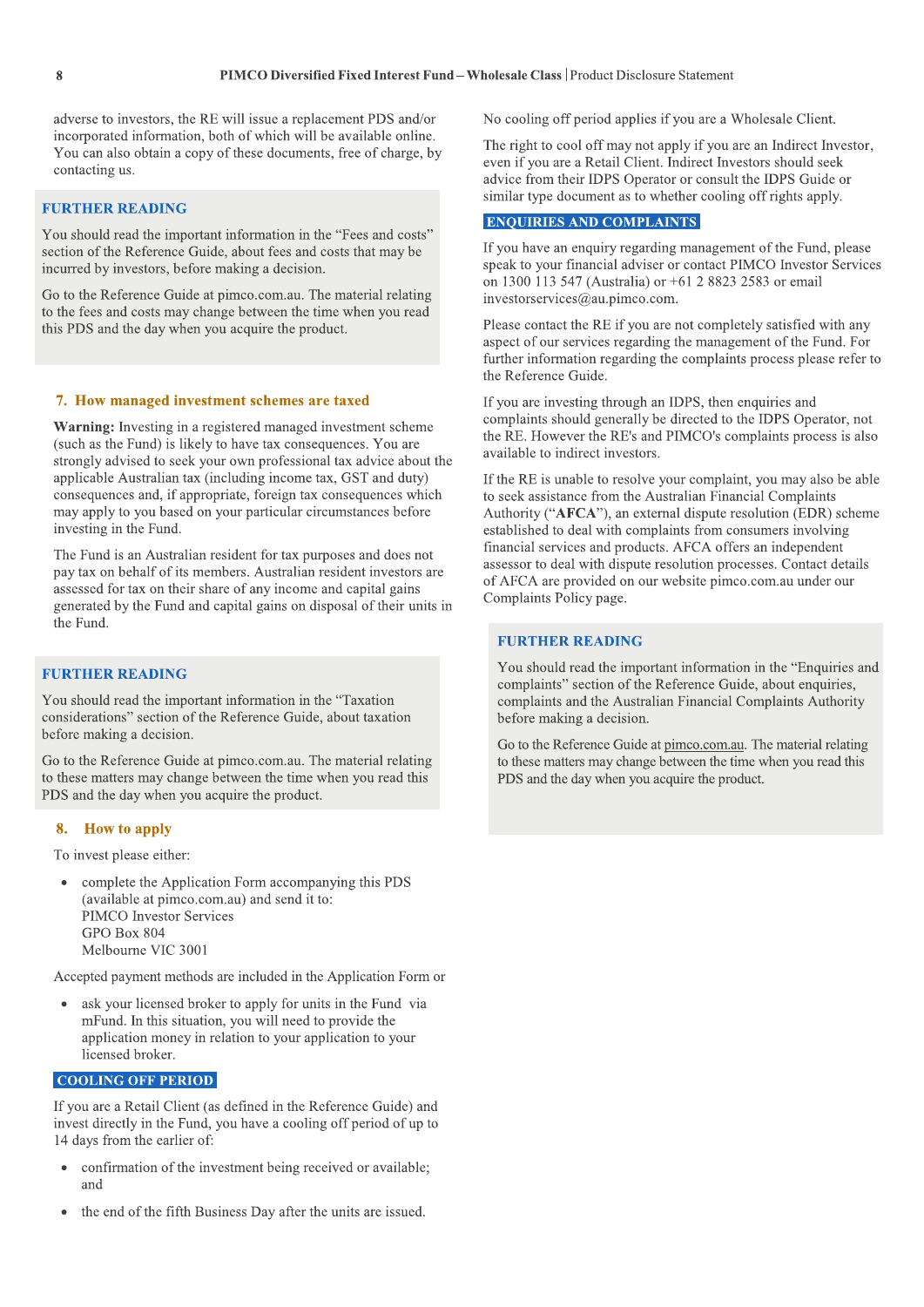adverse to investors, the RE will issue a replacement PDS and/or incorporated information, both of which will be available online. You can also obtain a copy of these documents, free of charge, by contacting us.

**FURTHER READING**

You should read the important information in the "Fees and costs" section of the Reference Guide, about fees and costs that may be incurred by investors, before making a decision.

Go to the Reference Guide at pimco.com.au. The material relating to the fees and costs may change between the time when you read this PDS and the day when you acquire the product.

## 7. How managed investment schemes are taxed

**Warning:** Investing in a registered managed investment scheme (such as the Fund) is likely to have tax consequences. You are strongly advised to seek your own professional tax advice about the applicable Australian tax (including income tax, GST and duty) consequences and, if appropriate, foreign tax consequences which may apply to you based on your particular circumstances before investing in the Fund.

The Fund is an Australian resident for tax purposes and does not pay tax on behalf of its members. Australian resident investors are assessed for tax on their share of any income and capital gains generated by the Fund and capital gains on disposal of their units in the Fund.

**FURTHER READING**

You should read the important information in the "Taxation considerations" section of the Reference Guide, about taxation before making a decision.

Go to the Reference Guide at pimco.com.au. The material relating to these matters may change between the time when you read this PDS and the day when you acquire the product.

## 8. How to apply

To invest please either:

- complete the Application Form accompanying this PDS (available at pimco.com.au) and send it to:
  PIMCO Investor Services
  GPO Box 804
  Melbourne VIC 3001

Accepted payment methods are included in the Application Form or

- ask your licensed broker to apply for units in the Fund via mFund. In this situation, you will need to provide the application money in relation to your application to your licensed broker.

### COOLING OFF PERIOD

If you are a Retail Client (as defined in the Reference Guide) and invest directly in the Fund, you have a cooling off period of up to 14 days from the earlier of:

- confirmation of the investment being received or available; and
- the end of the fifth Business Day after the units are issued.

No cooling off period applies if you are a Wholesale Client.

The right to cool off may not apply if you are an Indirect Investor, even if you are a Retail Client. Indirect Investors should seek advice from their IDPS Operator or consult the IDPS Guide or similar type document as to whether cooling off rights apply.

### ENQUIRIES AND COMPLAINTS

If you have an enquiry regarding management of the Fund, please speak to your financial adviser or contact PIMCO Investor Services on 1300 113 547 (Australia) or +61 2 8823 2583 or email investorservices@au.pimco.com.

Please contact the RE if you are not completely satisfied with any aspect of our services regarding the management of the Fund. For further information regarding the complaints process please refer to the Reference Guide.

If you are investing through an IDPS, then enquiries and complaints should generally be directed to the IDPS Operator, not the RE. However the RE's and PIMCO's complaints process is also available to indirect investors.

If the RE is unable to resolve your complaint, you may also be able to seek assistance from the Australian Financial Complaints Authority ("**AFCA**"), an external dispute resolution (EDR) scheme established to deal with complaints from consumers involving financial services and products. AFCA offers an independent assessor to deal with dispute resolution processes. Contact details of AFCA are provided on our website pimco.com.au under our Complaints Policy page.

**FURTHER READING**

You should read the important information in the "Enquiries and complaints" section of the Reference Guide, about enquiries, complaints and the Australian Financial Complaints Authority before making a decision.

Go to the Reference Guide at pimco.com.au. The material relating to these matters may change between the time when you read this PDS and the day when you acquire the product.